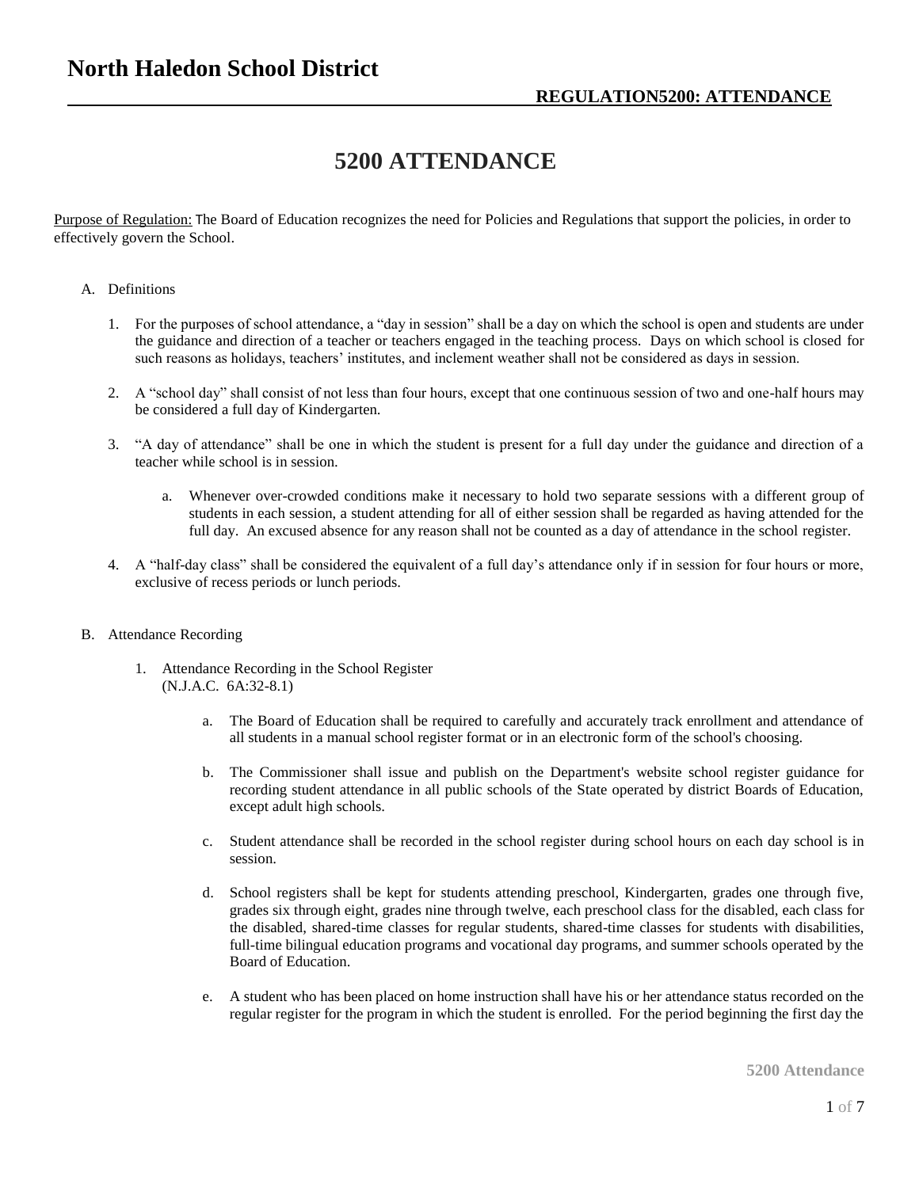# North Haledon School District

**REGULATION5200: ATTENDANCE**

## 5200 ATTENDANCE

Purpose of Regulation: The Board of Education recognizes the need for Policies and Regulations that support the policies, in order to effectively govern the School.

A. Definitions

1. For the purposes of school attendance, a "day in session" shall be a day on which the school is open and students are under the guidance and direction of a teacher or teachers engaged in the teaching process. Days on which school is closed for such reasons as holidays, teachers' institutes, and inclement weather shall not be considered as days in session.

2. A "school day" shall consist of not less than four hours, except that one continuous session of two and one-half hours may be considered a full day of Kindergarten.

3. "A day of attendance" shall be one in which the student is present for a full day under the guidance and direction of a teacher while school is in session.

   a. Whenever over-crowded conditions make it necessary to hold two separate sessions with a different group of students in each session, a student attending for all of either session shall be regarded as having attended for the full day. An excused absence for any reason shall not be counted as a day of attendance in the school register.

4. A "half-day class" shall be considered the equivalent of a full day's attendance only if in session for four hours or more, exclusive of recess periods or lunch periods.

B. Attendance Recording

1. Attendance Recording in the School Register
   (N.J.A.C. 6A:32-8.1)

   a. The Board of Education shall be required to carefully and accurately track enrollment and attendance of all students in a manual school register format or in an electronic form of the school's choosing.

   b. The Commissioner shall issue and publish on the Department's website school register guidance for recording student attendance in all public schools of the State operated by district Boards of Education, except adult high schools.

   c. Student attendance shall be recorded in the school register during school hours on each day school is in session.

   d. School registers shall be kept for students attending preschool, Kindergarten, grades one through five, grades six through eight, grades nine through twelve, each preschool class for the disabled, each class for the disabled, shared-time classes for regular students, shared-time classes for students with disabilities, full-time bilingual education programs and vocational day programs, and summer schools operated by the Board of Education.

   e. A student who has been placed on home instruction shall have his or her attendance status recorded on the regular register for the program in which the student is enrolled. For the period beginning the first day the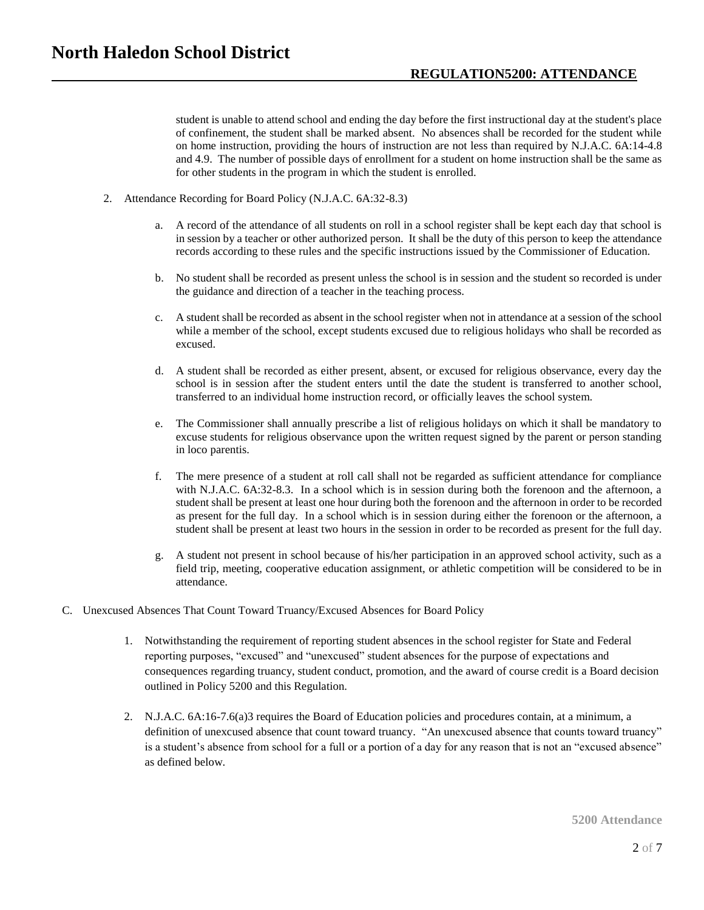student is unable to attend school and ending the day before the first instructional day at the student's place of confinement, the student shall be marked absent. No absences shall be recorded for the student while on home instruction, providing the hours of instruction are not less than required by N.J.A.C. 6A:14-4.8 and 4.9. The number of possible days of enrollment for a student on home instruction shall be the same as for other students in the program in which the student is enrolled.

2. Attendance Recording for Board Policy (N.J.A.C. 6A:32-8.3)

   a. A record of the attendance of all students on roll in a school register shall be kept each day that school is in session by a teacher or other authorized person. It shall be the duty of this person to keep the attendance records according to these rules and the specific instructions issued by the Commissioner of Education.

   b. No student shall be recorded as present unless the school is in session and the student so recorded is under the guidance and direction of a teacher in the teaching process.

   c. A student shall be recorded as absent in the school register when not in attendance at a session of the school while a member of the school, except students excused due to religious holidays who shall be recorded as excused.

   d. A student shall be recorded as either present, absent, or excused for religious observance, every day the school is in session after the student enters until the date the student is transferred to another school, transferred to an individual home instruction record, or officially leaves the school system.

   e. The Commissioner shall annually prescribe a list of religious holidays on which it shall be mandatory to excuse students for religious observance upon the written request signed by the parent or person standing in loco parentis.

   f. The mere presence of a student at roll call shall not be regarded as sufficient attendance for compliance with N.J.A.C. 6A:32-8.3. In a school which is in session during both the forenoon and the afternoon, a student shall be present at least one hour during both the forenoon and the afternoon in order to be recorded as present for the full day. In a school which is in session during either the forenoon or the afternoon, a student shall be present at least two hours in the session in order to be recorded as present for the full day.

   g. A student not present in school because of his/her participation in an approved school activity, such as a field trip, meeting, cooperative education assignment, or athletic competition will be considered to be in attendance.

C. Unexcused Absences That Count Toward Truancy/Excused Absences for Board Policy

   1. Notwithstanding the requirement of reporting student absences in the school register for State and Federal reporting purposes, "excused" and "unexcused" student absences for the purpose of expectations and consequences regarding truancy, student conduct, promotion, and the award of course credit is a Board decision outlined in Policy 5200 and this Regulation.

   2. N.J.A.C. 6A:16-7.6(a)3 requires the Board of Education policies and procedures contain, at a minimum, a definition of unexcused absence that count toward truancy. "An unexcused absence that counts toward truancy" is a student's absence from school for a full or a portion of a day for any reason that is not an "excused absence" as defined below.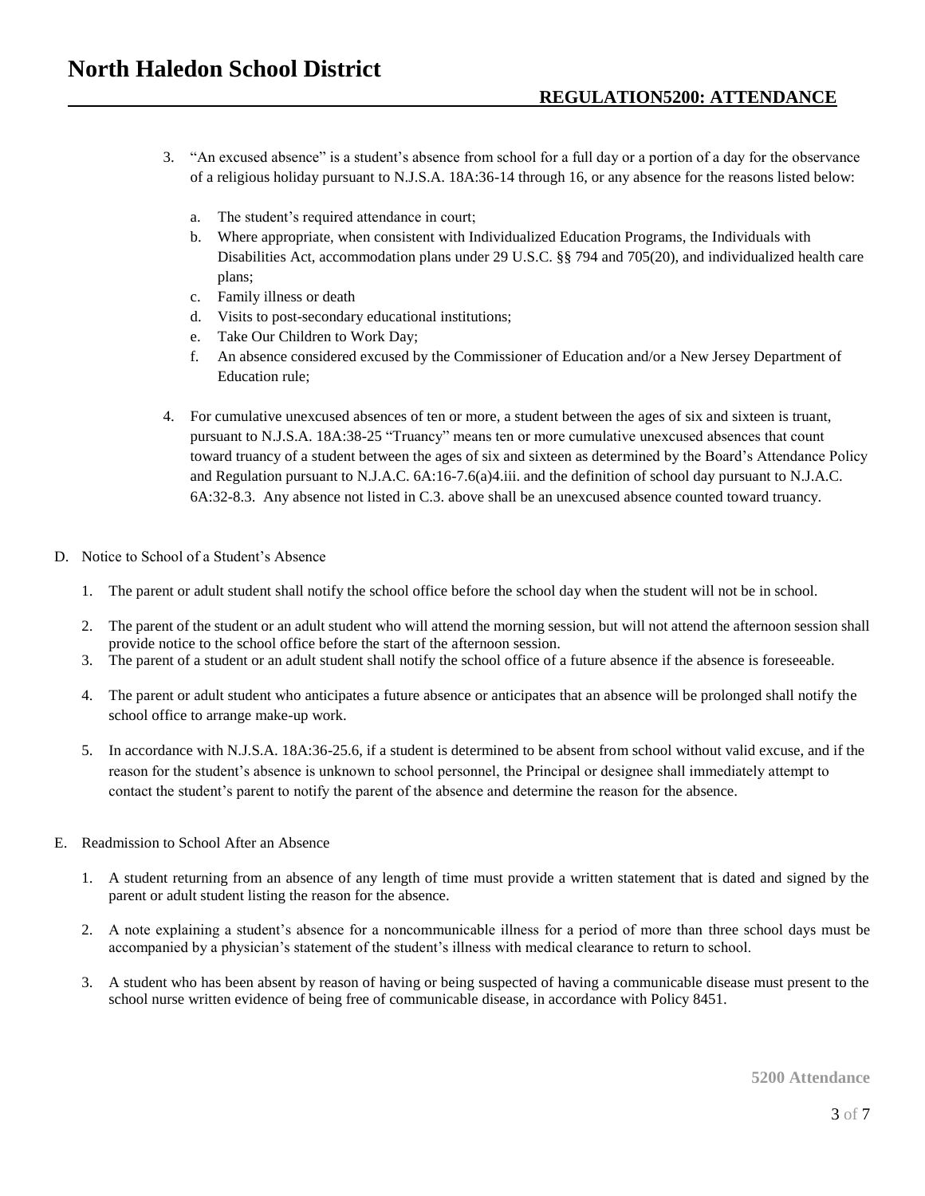3. "An excused absence" is a student's absence from school for a full day or a portion of a day for the observance of a religious holiday pursuant to N.J.S.A. 18A:36-14 through 16, or any absence for the reasons listed below:

   a. The student's required attendance in court;
   b. Where appropriate, when consistent with Individualized Education Programs, the Individuals with Disabilities Act, accommodation plans under 29 U.S.C. §§ 794 and 705(20), and individualized health care plans;
   c. Family illness or death
   d. Visits to post-secondary educational institutions;
   e. Take Our Children to Work Day;
   f. An absence considered excused by the Commissioner of Education and/or a New Jersey Department of Education rule;

4. For cumulative unexcused absences of ten or more, a student between the ages of six and sixteen is truant, pursuant to N.J.S.A. 18A:38-25 "Truancy" means ten or more cumulative unexcused absences that count toward truancy of a student between the ages of six and sixteen as determined by the Board's Attendance Policy and Regulation pursuant to N.J.A.C. 6A:16-7.6(a)4.iii. and the definition of school day pursuant to N.J.A.C. 6A:32-8.3. Any absence not listed in C.3. above shall be an unexcused absence counted toward truancy.

D. Notice to School of a Student's Absence

1. The parent or adult student shall notify the school office before the school day when the student will not be in school.
2. The parent of the student or an adult student who will attend the morning session, but will not attend the afternoon session shall provide notice to the school office before the start of the afternoon session.
3. The parent of a student or an adult student shall notify the school office of a future absence if the absence is foreseeable.
4. The parent or adult student who anticipates a future absence or anticipates that an absence will be prolonged shall notify the school office to arrange make-up work.
5. In accordance with N.J.S.A. 18A:36-25.6, if a student is determined to be absent from school without valid excuse, and if the reason for the student's absence is unknown to school personnel, the Principal or designee shall immediately attempt to contact the student's parent to notify the parent of the absence and determine the reason for the absence.

E. Readmission to School After an Absence

1. A student returning from an absence of any length of time must provide a written statement that is dated and signed by the parent or adult student listing the reason for the absence.
2. A note explaining a student's absence for a noncommunicable illness for a period of more than three school days must be accompanied by a physician's statement of the student's illness with medical clearance to return to school.
3. A student who has been absent by reason of having or being suspected of having a communicable disease must present to the school nurse written evidence of being free of communicable disease, in accordance with Policy 8451.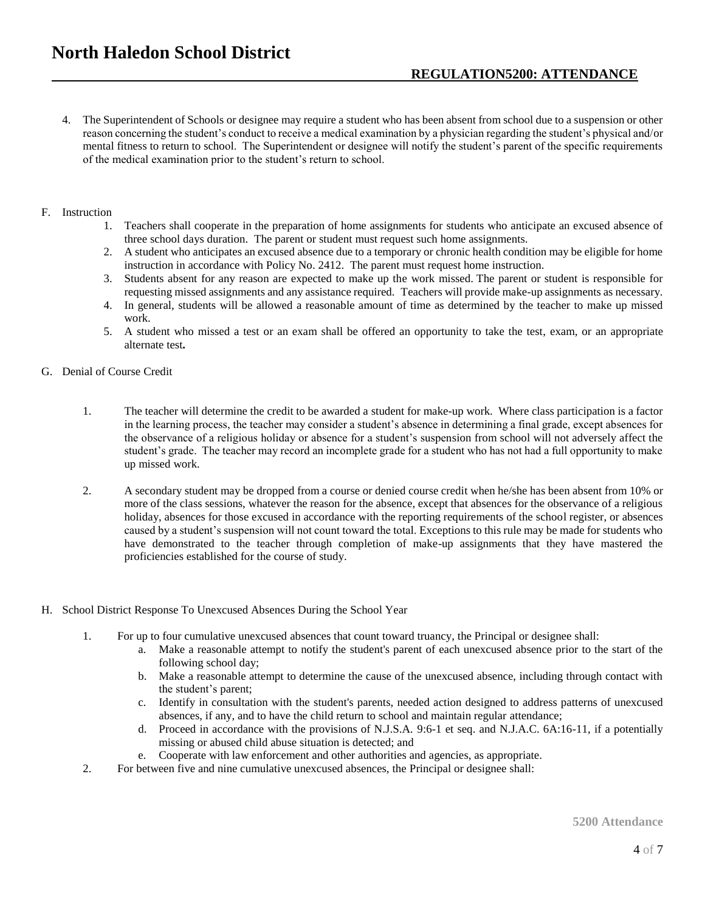4. The Superintendent of Schools or designee may require a student who has been absent from school due to a suspension or other reason concerning the student's conduct to receive a medical examination by a physician regarding the student's physical and/or mental fitness to return to school. The Superintendent or designee will notify the student's parent of the specific requirements of the medical examination prior to the student's return to school.

F. Instruction

1. Teachers shall cooperate in the preparation of home assignments for students who anticipate an excused absence of three school days duration. The parent or student must request such home assignments.
2. A student who anticipates an excused absence due to a temporary or chronic health condition may be eligible for home instruction in accordance with Policy No. 2412. The parent must request home instruction.
3. Students absent for any reason are expected to make up the work missed. The parent or student is responsible for requesting missed assignments and any assistance required. Teachers will provide make-up assignments as necessary.
4. In general, students will be allowed a reasonable amount of time as determined by the teacher to make up missed work.
5. A student who missed a test or an exam shall be offered an opportunity to take the test, exam, or an appropriate alternate test**.**

G. Denial of Course Credit

1. The teacher will determine the credit to be awarded a student for make-up work. Where class participation is a factor in the learning process, the teacher may consider a student's absence in determining a final grade, except absences for the observance of a religious holiday or absence for a student's suspension from school will not adversely affect the student's grade. The teacher may record an incomplete grade for a student who has not had a full opportunity to make up missed work.

2. A secondary student may be dropped from a course or denied course credit when he/she has been absent from 10% or more of the class sessions, whatever the reason for the absence, except that absences for the observance of a religious holiday, absences for those excused in accordance with the reporting requirements of the school register, or absences caused by a student's suspension will not count toward the total. Exceptions to this rule may be made for students who have demonstrated to the teacher through completion of make-up assignments that they have mastered the proficiencies established for the course of study.

H. School District Response To Unexcused Absences During the School Year

1. For up to four cumulative unexcused absences that count toward truancy, the Principal or designee shall:
   a. Make a reasonable attempt to notify the student's parent of each unexcused absence prior to the start of the following school day;
   b. Make a reasonable attempt to determine the cause of the unexcused absence, including through contact with the student's parent;
   c. Identify in consultation with the student's parents, needed action designed to address patterns of unexcused absences, if any, and to have the child return to school and maintain regular attendance;
   d. Proceed in accordance with the provisions of N.J.S.A. 9:6-1 et seq. and N.J.A.C. 6A:16-11, if a potentially missing or abused child abuse situation is detected; and
   e. Cooperate with law enforcement and other authorities and agencies, as appropriate.
2. For between five and nine cumulative unexcused absences, the Principal or designee shall: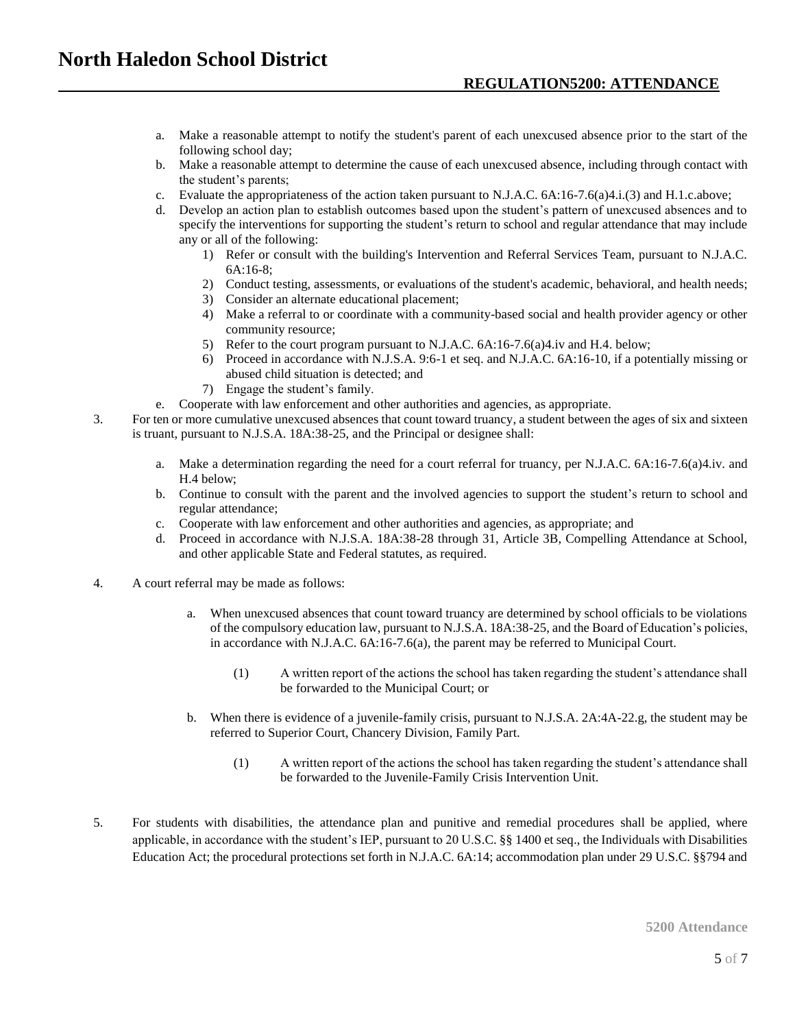a. Make a reasonable attempt to notify the student's parent of each unexcused absence prior to the start of the following school day;
b. Make a reasonable attempt to determine the cause of each unexcused absence, including through contact with the student's parents;
c. Evaluate the appropriateness of the action taken pursuant to N.J.A.C. 6A:16-7.6(a)4.i.(3) and H.1.c.above;
d. Develop an action plan to establish outcomes based upon the student's pattern of unexcused absences and to specify the interventions for supporting the student's return to school and regular attendance that may include any or all of the following:
   1) Refer or consult with the building's Intervention and Referral Services Team, pursuant to N.J.A.C. 6A:16-8;
   2) Conduct testing, assessments, or evaluations of the student's academic, behavioral, and health needs;
   3) Consider an alternate educational placement;
   4) Make a referral to or coordinate with a community-based social and health provider agency or other community resource;
   5) Refer to the court program pursuant to N.J.A.C. 6A:16-7.6(a)4.iv and H.4. below;
   6) Proceed in accordance with N.J.S.A. 9:6-1 et seq. and N.J.A.C. 6A:16-10, if a potentially missing or abused child situation is detected; and
   7) Engage the student's family.
e. Cooperate with law enforcement and other authorities and agencies, as appropriate.

3. For ten or more cumulative unexcused absences that count toward truancy, a student between the ages of six and sixteen is truant, pursuant to N.J.S.A. 18A:38-25, and the Principal or designee shall:

   a. Make a determination regarding the need for a court referral for truancy, per N.J.A.C. 6A:16-7.6(a)4.iv. and H.4 below;
   b. Continue to consult with the parent and the involved agencies to support the student's return to school and regular attendance;
   c. Cooperate with law enforcement and other authorities and agencies, as appropriate; and
   d. Proceed in accordance with N.J.S.A. 18A:38-28 through 31, Article 3B, Compelling Attendance at School, and other applicable State and Federal statutes, as required.

4. A court referral may be made as follows:

   a. When unexcused absences that count toward truancy are determined by school officials to be violations of the compulsory education law, pursuant to N.J.S.A. 18A:38-25, and the Board of Education's policies, in accordance with N.J.A.C. 6A:16-7.6(a), the parent may be referred to Municipal Court.

      (1) A written report of the actions the school has taken regarding the student's attendance shall be forwarded to the Municipal Court; or

   b. When there is evidence of a juvenile-family crisis, pursuant to N.J.S.A. 2A:4A-22.g, the student may be referred to Superior Court, Chancery Division, Family Part.

      (1) A written report of the actions the school has taken regarding the student's attendance shall be forwarded to the Juvenile-Family Crisis Intervention Unit.

5. For students with disabilities, the attendance plan and punitive and remedial procedures shall be applied, where applicable, in accordance with the student's IEP, pursuant to 20 U.S.C. §§ 1400 et seq., the Individuals with Disabilities Education Act; the procedural protections set forth in N.J.A.C. 6A:14; accommodation plan under 29 U.S.C. §§794 and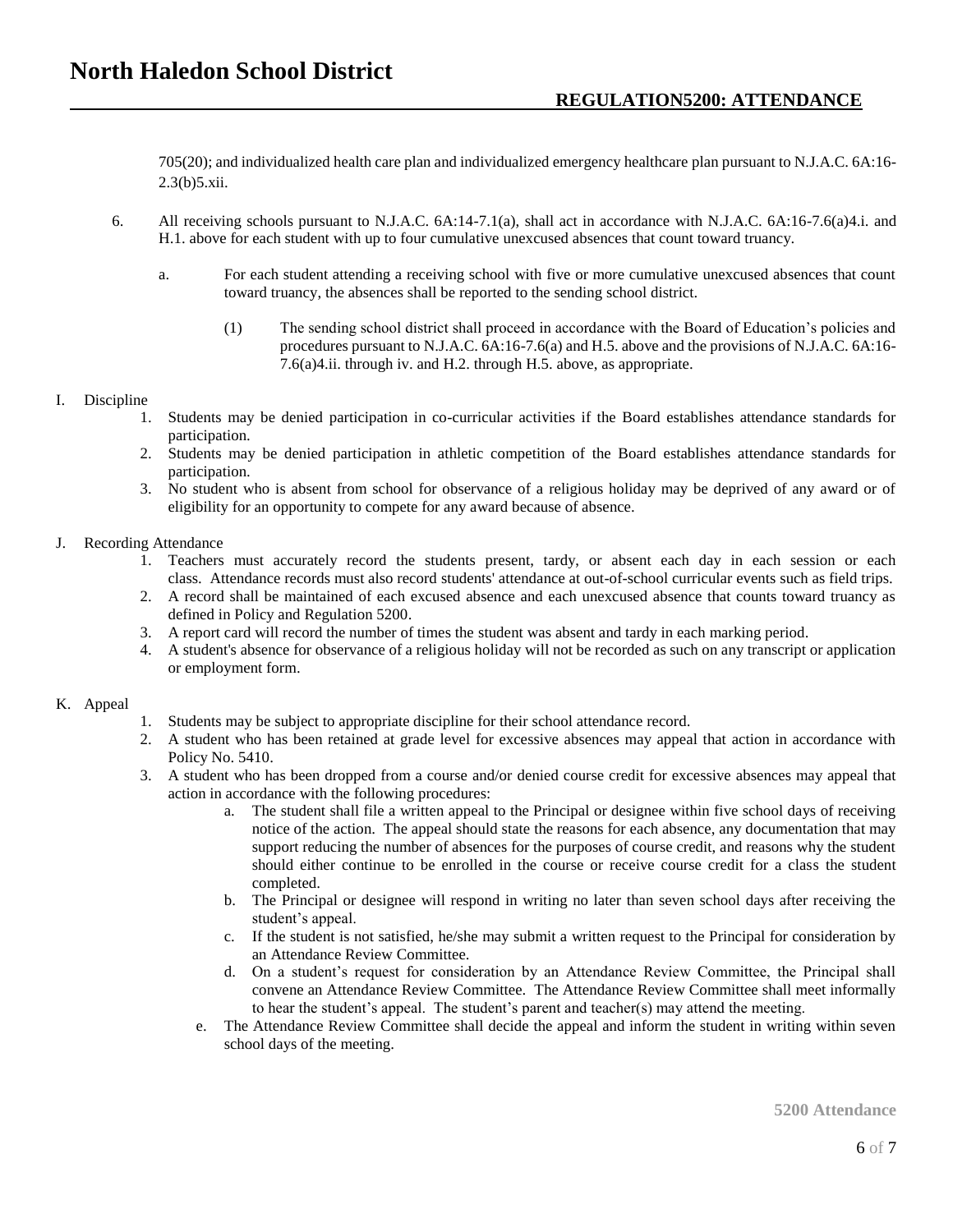705(20); and individualized health care plan and individualized emergency healthcare plan pursuant to N.J.A.C. 6A:16-2.3(b)5.xii.

6. All receiving schools pursuant to N.J.A.C. 6A:14-7.1(a), shall act in accordance with N.J.A.C. 6A:16-7.6(a)4.i. and H.1. above for each student with up to four cumulative unexcused absences that count toward truancy.

   a. For each student attending a receiving school with five or more cumulative unexcused absences that count toward truancy, the absences shall be reported to the sending school district.

      (1) The sending school district shall proceed in accordance with the Board of Education's policies and procedures pursuant to N.J.A.C. 6A:16-7.6(a) and H.5. above and the provisions of N.J.A.C. 6A:16-7.6(a)4.ii. through iv. and H.2. through H.5. above, as appropriate.

I. Discipline

   1. Students may be denied participation in co-curricular activities if the Board establishes attendance standards for participation.
   2. Students may be denied participation in athletic competition of the Board establishes attendance standards for participation.
   3. No student who is absent from school for observance of a religious holiday may be deprived of any award or of eligibility for an opportunity to compete for any award because of absence.

J. Recording Attendance

   1. Teachers must accurately record the students present, tardy, or absent each day in each session or each class. Attendance records must also record students' attendance at out-of-school curricular events such as field trips.
   2. A record shall be maintained of each excused absence and each unexcused absence that counts toward truancy as defined in Policy and Regulation 5200.
   3. A report card will record the number of times the student was absent and tardy in each marking period.
   4. A student's absence for observance of a religious holiday will not be recorded as such on any transcript or application or employment form.

K. Appeal

   1. Students may be subject to appropriate discipline for their school attendance record.
   2. A student who has been retained at grade level for excessive absences may appeal that action in accordance with Policy No. 5410.
   3. A student who has been dropped from a course and/or denied course credit for excessive absences may appeal that action in accordance with the following procedures:
      a. The student shall file a written appeal to the Principal or designee within five school days of receiving notice of the action. The appeal should state the reasons for each absence, any documentation that may support reducing the number of absences for the purposes of course credit, and reasons why the student should either continue to be enrolled in the course or receive course credit for a class the student completed.
      b. The Principal or designee will respond in writing no later than seven school days after receiving the student's appeal.
      c. If the student is not satisfied, he/she may submit a written request to the Principal for consideration by an Attendance Review Committee.
      d. On a student's request for consideration by an Attendance Review Committee, the Principal shall convene an Attendance Review Committee. The Attendance Review Committee shall meet informally to hear the student's appeal. The student's parent and teacher(s) may attend the meeting.
      e. The Attendance Review Committee shall decide the appeal and inform the student in writing within seven school days of the meeting.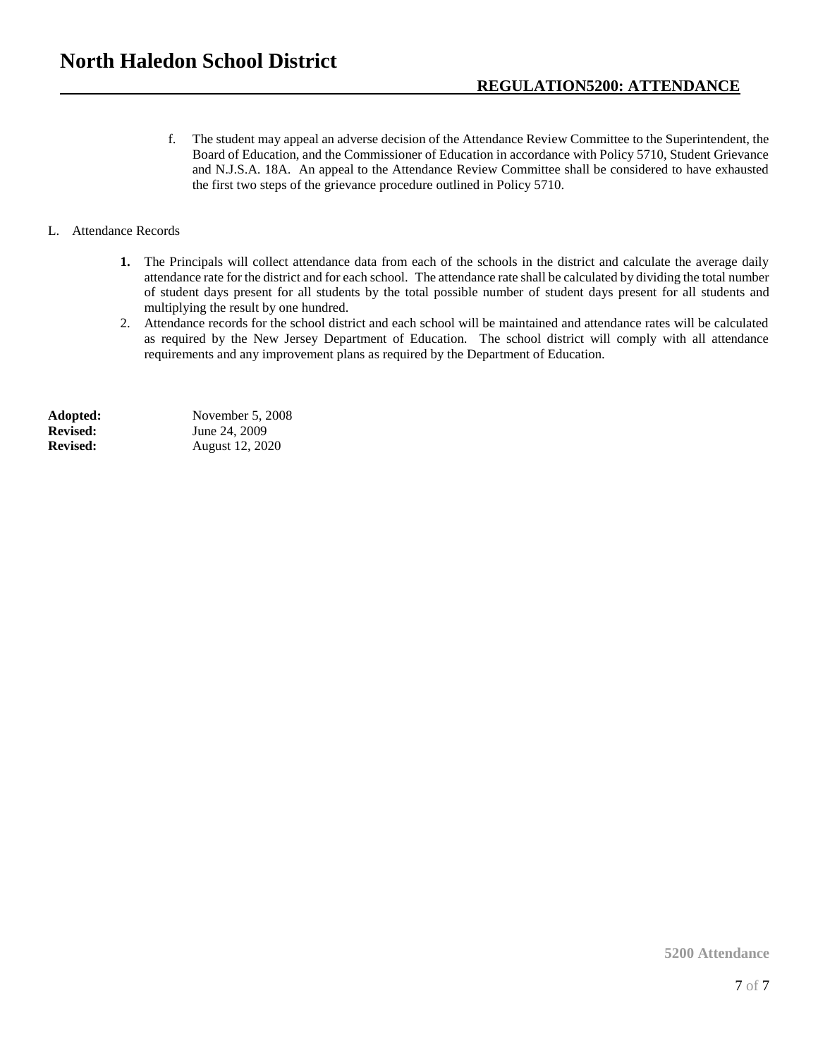f. The student may appeal an adverse decision of the Attendance Review Committee to the Superintendent, the Board of Education, and the Commissioner of Education in accordance with Policy 5710, Student Grievance and N.J.S.A. 18A. An appeal to the Attendance Review Committee shall be considered to have exhausted the first two steps of the grievance procedure outlined in Policy 5710.

L. Attendance Records

1. The Principals will collect attendance data from each of the schools in the district and calculate the average daily attendance rate for the district and for each school. The attendance rate shall be calculated by dividing the total number of student days present for all students by the total possible number of student days present for all students and multiplying the result by one hundred.
2. Attendance records for the school district and each school will be maintained and attendance rates will be calculated as required by the New Jersey Department of Education. The school district will comply with all attendance requirements and any improvement plans as required by the Department of Education.

**Adopted:** November 5, 2008
**Revised:** June 24, 2009
**Revised:** August 12, 2020